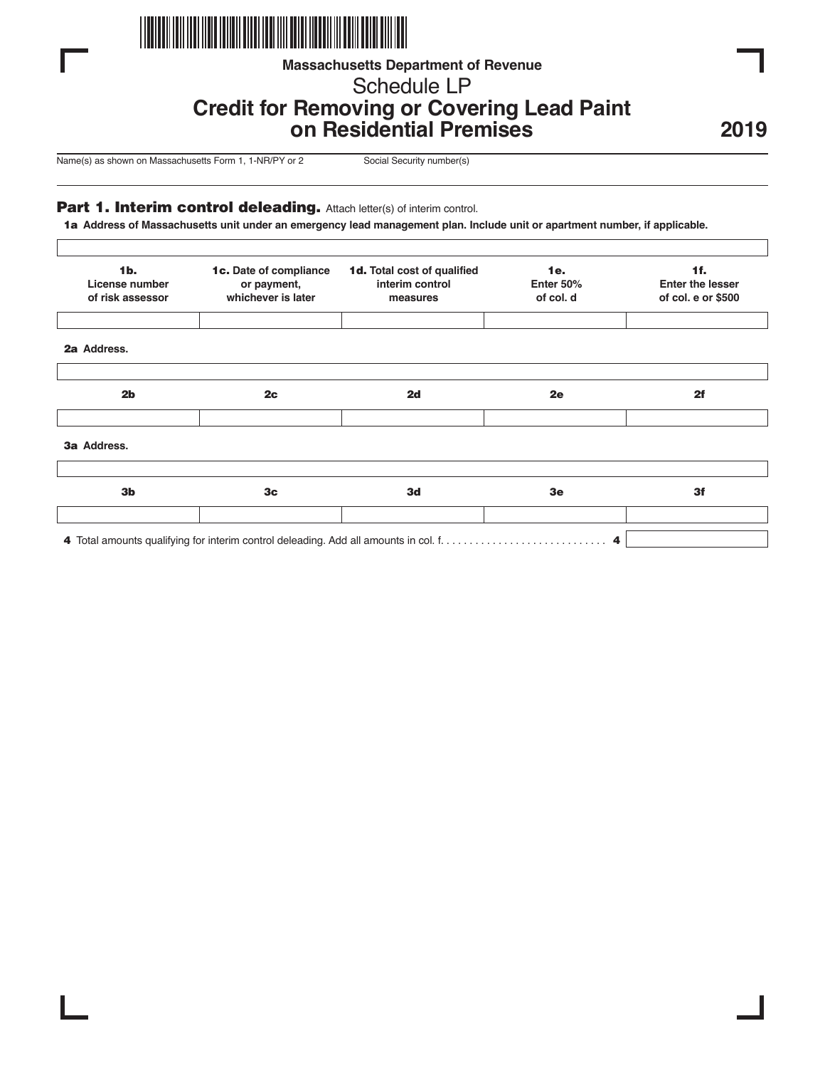Massachusetts Department of Revenue

# Schedule LP
# Credit for Removing or Covering Lead Paint on Residential Premises

**2019**

Name(s) as shown on Massachusetts Form 1, 1-NR/PY or 2 | Social Security number(s)

## Part 1. Interim control deleading.

Attach letter(s) of interim control.

**1a Address of Massachusetts unit under an emergency lead management plan. Include unit or apartment number, if applicable.**

| **1b.** License number of risk assessor | **1c.** Date of compliance or payment, whichever is later | **1d.** Total cost of qualified interim control measures | **1e.** Enter 50% of col. d | **1f.** Enter the lesser of col. e or $500 |
|---|---|---|---|---|
| | | | | |

**2a Address.**

| 2b | 2c | 2d | 2e | 2f |
|---|---|---|---|---|
| | | | | |

**3a Address.**

| 3b | 3c | 3d | 3e | 3f |
|---|---|---|---|---|
| | | | | |

**4** Total amounts qualifying for interim control deleading. Add all amounts in col. f. . . . . . . . . . . . . . . . . . . . . . . . . . . . . **4**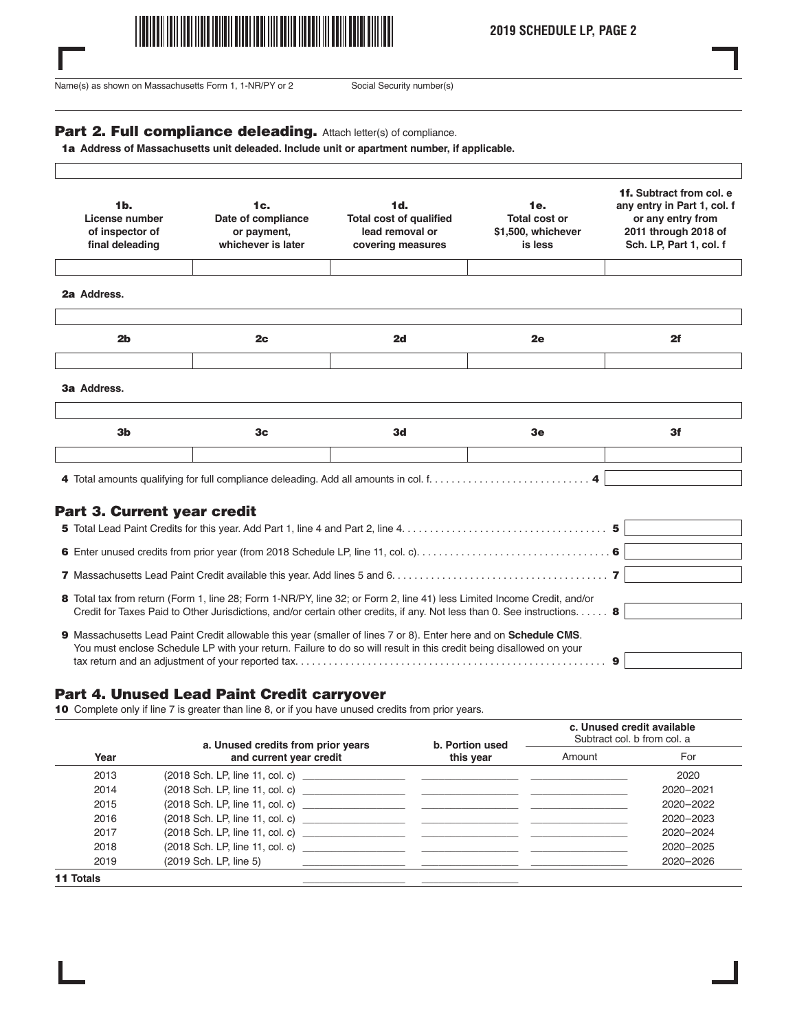Name(s) as shown on Massachusetts Form 1, 1-NR/PY or 2 | Social Security number(s)

## Part 2. Full compliance deleading. Attach letter(s) of compliance.

**1a Address of Massachusetts unit deleaded. Include unit or apartment number, if applicable.**

| 1b. License number of inspector of final deleading | 1c. Date of compliance or payment, whichever is later | 1d. Total cost of qualified lead removal or covering measures | 1e. Total cost or $1,500, whichever is less | 1f. Subtract from col. e any entry in Part 1, col. f or any entry from 2011 through 2018 of Sch. LP, Part 1, col. f |
|---|---|---|---|---|
| | | | | |

**2a Address.**

| 2b | 2c | 2d | 2e | 2f |
|---|---|---|---|---|
| | | | | |

**3a Address.**

| 3b | 3c | 3d | 3e | 3f |
|---|---|---|---|---|
| | | | | |

**4** Total amounts qualifying for full compliance deleading. Add all amounts in col. f. . . . . . . . . . . . . . . . . . . . . . . . . . . . . **4**

## Part 3. Current year credit

**5** Total Lead Paint Credits for this year. Add Part 1, line 4 and Part 2, line 4. . . . . . . . . . . . . . . . . . . . . . . . . . . . . . . . . . . . **5**

**6** Enter unused credits from prior year (from 2018 Schedule LP, line 11, col. c). . . . . . . . . . . . . . . . . . . . . . . . . . . . . . . . . . **6**

**7** Massachusetts Lead Paint Credit available this year. Add lines 5 and 6. . . . . . . . . . . . . . . . . . . . . . . . . . . . . . . . . . . . . . **7**

**8** Total tax from return (Form 1, line 28; Form 1-NR/PY, line 32; or Form 2, line 41) less Limited Income Credit, and/or Credit for Taxes Paid to Other Jurisdictions, and/or certain other credits, if any. Not less than 0. See instructions. . . . . . **8**

**9** Massachusetts Lead Paint Credit allowable this year (smaller of lines 7 or 8). Enter here and on **Schedule CMS**. You must enclose Schedule LP with your return. Failure to do so will result in this credit being disallowed on your tax return and an adjustment of your reported tax. . . . . . . . . . . . . . . . . . . . . . . . . . . . . . . . . . . . . . . . . . . . . . . . . . . . . . . **9**

## Part 4. Unused Lead Paint Credit carryover

**10** Complete only if line 7 is greater than line 8, or if you have unused credits from prior years.

| Year | a. Unused credits from prior years and current year credit | | b. Portion used this year | c. Unused credit available Subtract col. b from col. a | |
|---|---|---|---|---|---|
| | | | | Amount | For |
| 2013 | (2018 Sch. LP, line 11, col. c) | | | | 2020 |
| 2014 | (2018 Sch. LP, line 11, col. c) | | | | 2020–2021 |
| 2015 | (2018 Sch. LP, line 11, col. c) | | | | 2020–2022 |
| 2016 | (2018 Sch. LP, line 11, col. c) | | | | 2020–2023 |
| 2017 | (2018 Sch. LP, line 11, col. c) | | | | 2020–2024 |
| 2018 | (2018 Sch. LP, line 11, col. c) | | | | 2020–2025 |
| 2019 | (2019 Sch. LP, line 5) | | | | 2020–2026 |
| **11 Totals** | | | | | |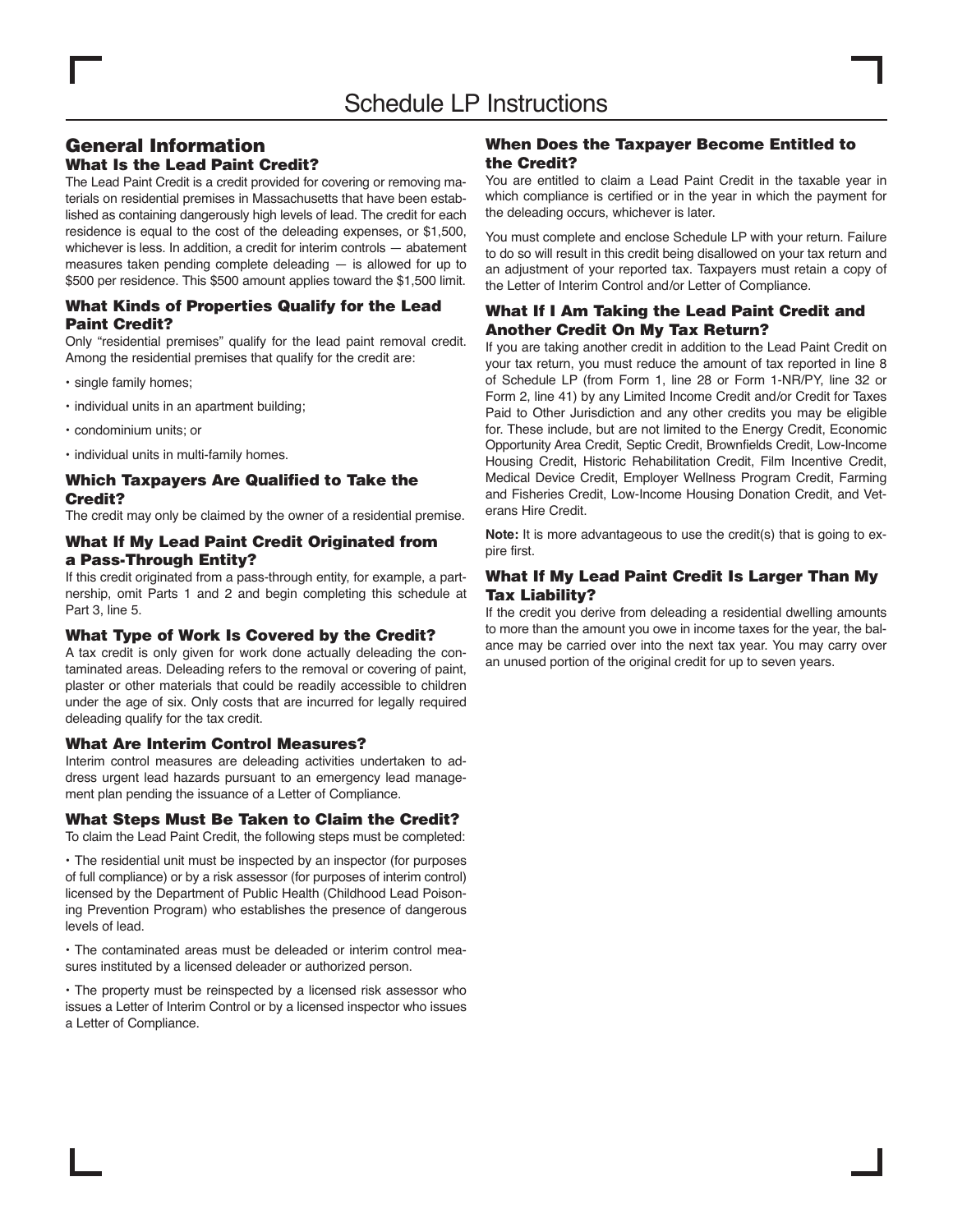# Schedule LP Instructions

## General Information

### What Is the Lead Paint Credit?

The Lead Paint Credit is a credit provided for covering or removing materials on residential premises in Massachusetts that have been established as containing dangerously high levels of lead. The credit for each residence is equal to the cost of the deleading expenses, or $1,500, whichever is less. In addition, a credit for interim controls — abatement measures taken pending complete deleading — is allowed for up to $500 per residence. This $500 amount applies toward the $1,500 limit.

### What Kinds of Properties Qualify for the Lead Paint Credit?

Only "residential premises" qualify for the lead paint removal credit. Among the residential premises that qualify for the credit are:

- single family homes;
- individual units in an apartment building;
- condominium units; or
- individual units in multi-family homes.

### Which Taxpayers Are Qualified to Take the Credit?

The credit may only be claimed by the owner of a residential premise.

### What If My Lead Paint Credit Originated from a Pass-Through Entity?

If this credit originated from a pass-through entity, for example, a partnership, omit Parts 1 and 2 and begin completing this schedule at Part 3, line 5.

### What Type of Work Is Covered by the Credit?

A tax credit is only given for work done actually deleading the contaminated areas. Deleading refers to the removal or covering of paint, plaster or other materials that could be readily accessible to children under the age of six. Only costs that are incurred for legally required deleading qualify for the tax credit.

### What Are Interim Control Measures?

Interim control measures are deleading activities undertaken to address urgent lead hazards pursuant to an emergency lead management plan pending the issuance of a Letter of Compliance.

### What Steps Must Be Taken to Claim the Credit?

To claim the Lead Paint Credit, the following steps must be completed:

- The residential unit must be inspected by an inspector (for purposes of full compliance) or by a risk assessor (for purposes of interim control) licensed by the Department of Public Health (Childhood Lead Poisoning Prevention Program) who establishes the presence of dangerous levels of lead.
- The contaminated areas must be deleaded or interim control measures instituted by a licensed deleader or authorized person.
- The property must be reinspected by a licensed risk assessor who issues a Letter of Interim Control or by a licensed inspector who issues a Letter of Compliance.

### When Does the Taxpayer Become Entitled to the Credit?

You are entitled to claim a Lead Paint Credit in the taxable year in which compliance is certified or in the year in which the payment for the deleading occurs, whichever is later.

You must complete and enclose Schedule LP with your return. Failure to do so will result in this credit being disallowed on your tax return and an adjustment of your reported tax. Taxpayers must retain a copy of the Letter of Interim Control and/or Letter of Compliance.

### What If I Am Taking the Lead Paint Credit and Another Credit On My Tax Return?

If you are taking another credit in addition to the Lead Paint Credit on your tax return, you must reduce the amount of tax reported in line 8 of Schedule LP (from Form 1, line 28 or Form 1-NR/PY, line 32 or Form 2, line 41) by any Limited Income Credit and/or Credit for Taxes Paid to Other Jurisdiction and any other credits you may be eligible for. These include, but are not limited to the Energy Credit, Economic Opportunity Area Credit, Septic Credit, Brownfields Credit, Low-Income Housing Credit, Historic Rehabilitation Credit, Film Incentive Credit, Medical Device Credit, Employer Wellness Program Credit, Farming and Fisheries Credit, Low-Income Housing Donation Credit, and Veterans Hire Credit.

**Note:** It is more advantageous to use the credit(s) that is going to expire first.

### What If My Lead Paint Credit Is Larger Than My Tax Liability?

If the credit you derive from deleading a residential dwelling amounts to more than the amount you owe in income taxes for the year, the balance may be carried over into the next tax year. You may carry over an unused portion of the original credit for up to seven years.